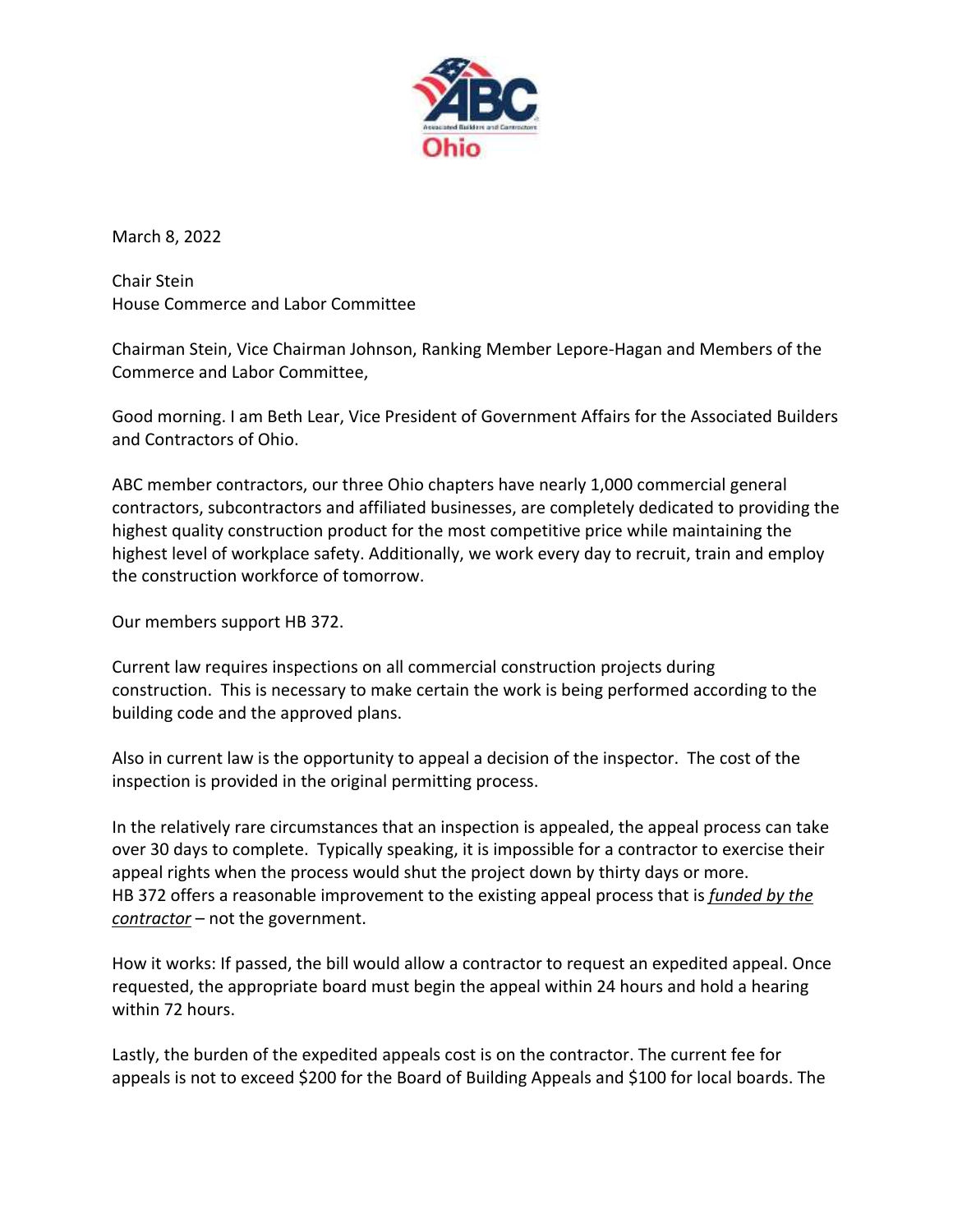March 8, 2022

Chair Stein
House Commerce and Labor Committee

Chairman Stein, Vice Chairman Johnson, Ranking Member Lepore-Hagan and Members of the Commerce and Labor Committee,

Good morning. I am Beth Lear, Vice President of Government Affairs for the Associated Builders and Contractors of Ohio.

ABC member contractors, our three Ohio chapters have nearly 1,000 commercial general contractors, subcontractors and affiliated businesses, are completely dedicated to providing the highest quality construction product for the most competitive price while maintaining the highest level of workplace safety. Additionally, we work every day to recruit, train and employ the construction workforce of tomorrow.

Our members support HB 372.

Current law requires inspections on all commercial construction projects during construction. This is necessary to make certain the work is being performed according to the building code and the approved plans.

Also in current law is the opportunity to appeal a decision of the inspector. The cost of the inspection is provided in the original permitting process.

In the relatively rare circumstances that an inspection is appealed, the appeal process can take over 30 days to complete. Typically speaking, it is impossible for a contractor to exercise their appeal rights when the process would shut the project down by thirty days or more. HB 372 offers a reasonable improvement to the existing appeal process that is ***funded by the contractor*** – not the government.

How it works: If passed, the bill would allow a contractor to request an expedited appeal. Once requested, the appropriate board must begin the appeal within 24 hours and hold a hearing within 72 hours.

Lastly, the burden of the expedited appeals cost is on the contractor. The current fee for appeals is not to exceed $200 for the Board of Building Appeals and $100 for local boards. The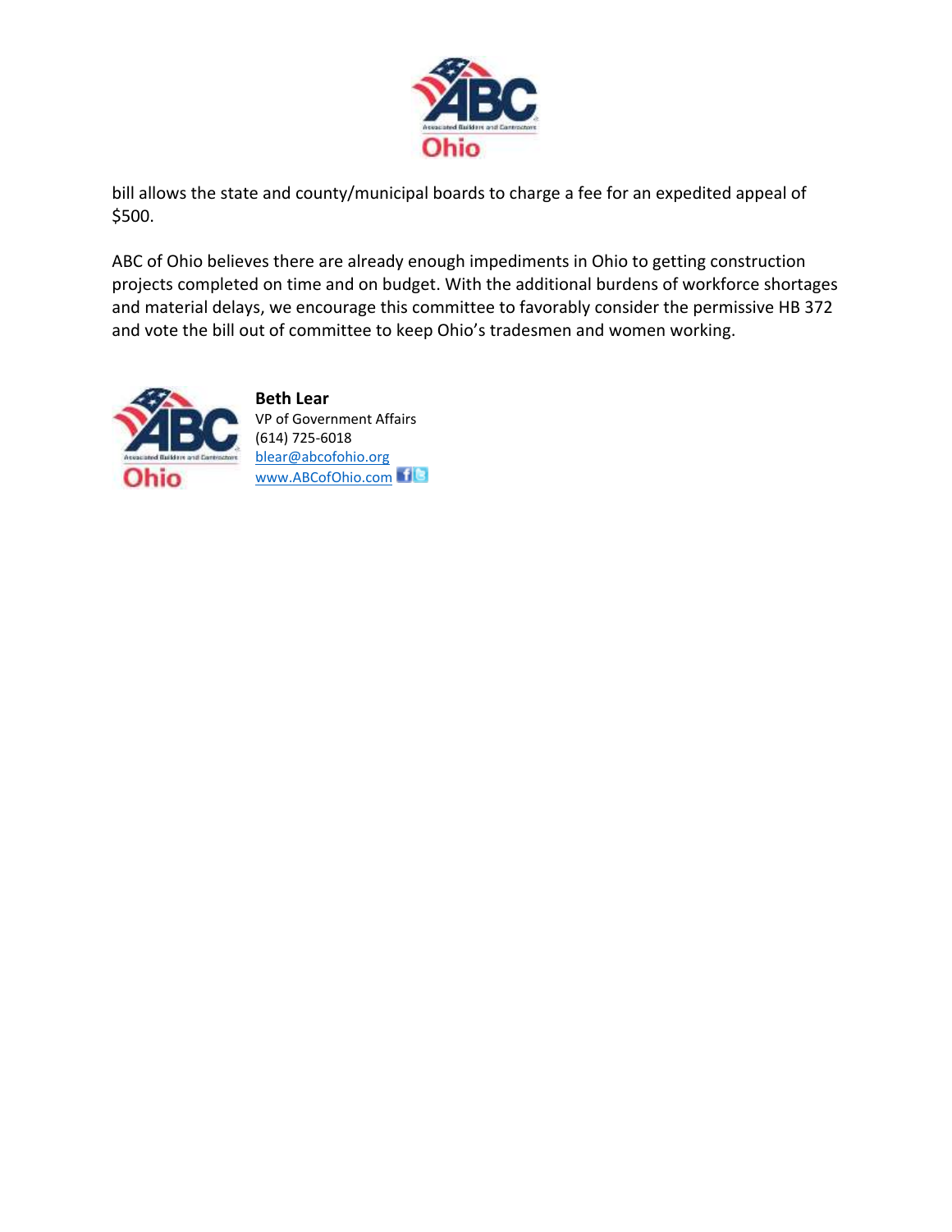bill allows the state and county/municipal boards to charge a fee for an expedited appeal of $500.

ABC of Ohio believes there are already enough impediments in Ohio to getting construction projects completed on time and on budget. With the additional burdens of workforce shortages and material delays, we encourage this committee to favorably consider the permissive HB 372 and vote the bill out of committee to keep Ohio's tradesmen and women working.

**Beth Lear**
VP of Government Affairs
(614) 725-6018
blear@abcofohio.org
www.ABCofOhio.com